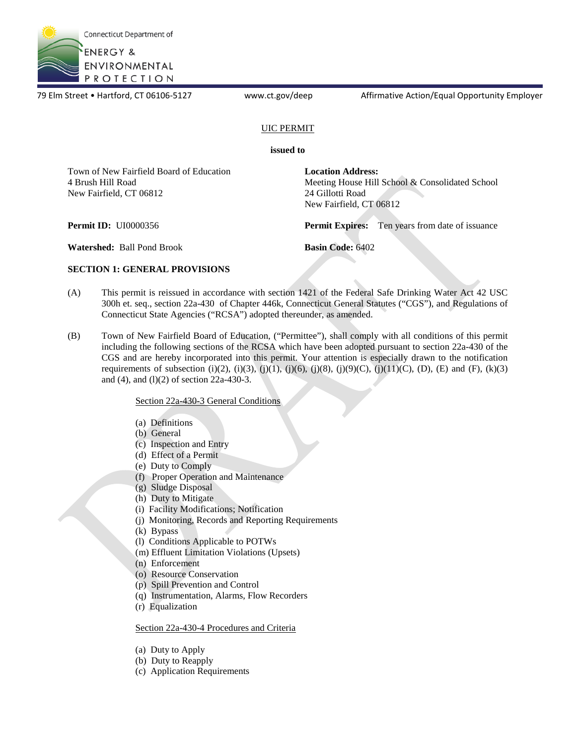Connecticut Department of ENERGY & ENVIRONMENTAL PROTECTION

79 Elm Street • Hartford, CT 06106-5127 www.ct.gov/deep Affirmative Action/Equal Opportunity Employer

UIC PERMIT

**issued to**

Town of New Fairfield Board of Education
4 Brush Hill Road
New Fairfield, CT 06812

**Location Address:**
Meeting House Hill School & Consolidated School
24 Gillotti Road
New Fairfield, CT 06812

**Permit ID:** UI0000356

**Permit Expires:** Ten years from date of issuance

**Watershed:** Ball Pond Brook

**Basin Code:** 6402

## SECTION 1: GENERAL PROVISIONS

(A) This permit is reissued in accordance with section 1421 of the Federal Safe Drinking Water Act 42 USC 300h et. seq., section 22a-430 of Chapter 446k, Connecticut General Statutes ("CGS"), and Regulations of Connecticut State Agencies ("RCSA") adopted thereunder, as amended.

(B) Town of New Fairfield Board of Education, ("Permittee"), shall comply with all conditions of this permit including the following sections of the RCSA which have been adopted pursuant to section 22a-430 of the CGS and are hereby incorporated into this permit. Your attention is especially drawn to the notification requirements of subsection (i)(2), (i)(3), (j)(1), (j)(6), (j)(8), (j)(9)(C), (j)(11)(C), (D), (E) and (F), (k)(3) and (4), and (l)(2) of section 22a-430-3.

Section 22a-430-3 General Conditions

(a) Definitions
(b) General
(c) Inspection and Entry
(d) Effect of a Permit
(e) Duty to Comply
(f) Proper Operation and Maintenance
(g) Sludge Disposal
(h) Duty to Mitigate
(i) Facility Modifications; Notification
(j) Monitoring, Records and Reporting Requirements
(k) Bypass
(l) Conditions Applicable to POTWs
(m) Effluent Limitation Violations (Upsets)
(n) Enforcement
(o) Resource Conservation
(p) Spill Prevention and Control
(q) Instrumentation, Alarms, Flow Recorders
(r) Equalization

Section 22a-430-4 Procedures and Criteria

(a) Duty to Apply
(b) Duty to Reapply
(c) Application Requirements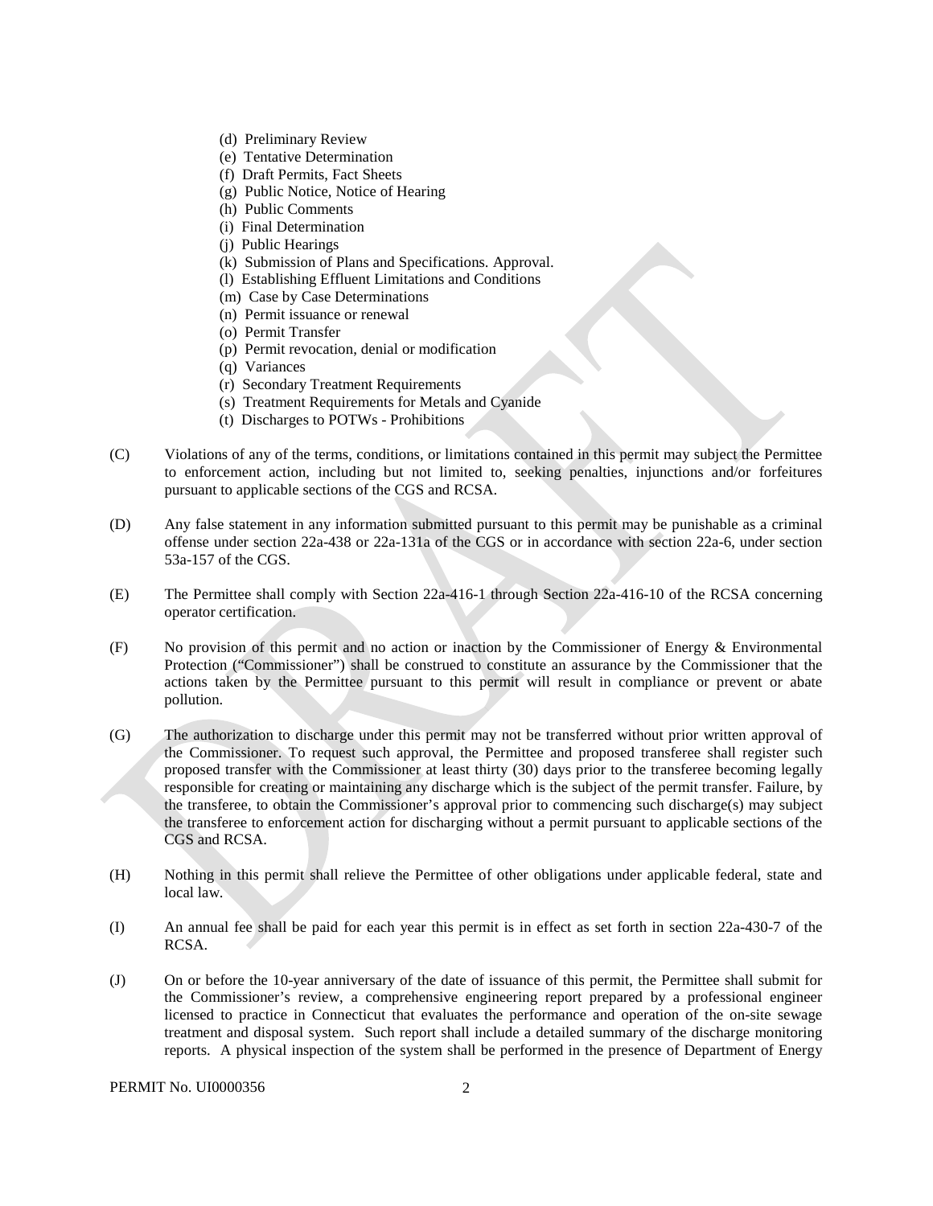- (d) Preliminary Review
- (e) Tentative Determination
- (f) Draft Permits, Fact Sheets
- (g) Public Notice, Notice of Hearing
- (h) Public Comments
- (i) Final Determination
- (j) Public Hearings
- (k) Submission of Plans and Specifications. Approval.
- (l) Establishing Effluent Limitations and Conditions
- (m) Case by Case Determinations
- (n) Permit issuance or renewal
- (o) Permit Transfer
- (p) Permit revocation, denial or modification
- (q) Variances
- (r) Secondary Treatment Requirements
- (s) Treatment Requirements for Metals and Cyanide
- (t) Discharges to POTWs - Prohibitions

(C) Violations of any of the terms, conditions, or limitations contained in this permit may subject the Permittee to enforcement action, including but not limited to, seeking penalties, injunctions and/or forfeitures pursuant to applicable sections of the CGS and RCSA.

(D) Any false statement in any information submitted pursuant to this permit may be punishable as a criminal offense under section 22a-438 or 22a-131a of the CGS or in accordance with section 22a-6, under section 53a-157 of the CGS.

(E) The Permittee shall comply with Section 22a-416-1 through Section 22a-416-10 of the RCSA concerning operator certification.

(F) No provision of this permit and no action or inaction by the Commissioner of Energy & Environmental Protection ("Commissioner") shall be construed to constitute an assurance by the Commissioner that the actions taken by the Permittee pursuant to this permit will result in compliance or prevent or abate pollution.

(G) The authorization to discharge under this permit may not be transferred without prior written approval of the Commissioner. To request such approval, the Permittee and proposed transferee shall register such proposed transfer with the Commissioner at least thirty (30) days prior to the transferee becoming legally responsible for creating or maintaining any discharge which is the subject of the permit transfer. Failure, by the transferee, to obtain the Commissioner's approval prior to commencing such discharge(s) may subject the transferee to enforcement action for discharging without a permit pursuant to applicable sections of the CGS and RCSA.

(H) Nothing in this permit shall relieve the Permittee of other obligations under applicable federal, state and local law.

(I) An annual fee shall be paid for each year this permit is in effect as set forth in section 22a-430-7 of the RCSA.

(J) On or before the 10-year anniversary of the date of issuance of this permit, the Permittee shall submit for the Commissioner's review, a comprehensive engineering report prepared by a professional engineer licensed to practice in Connecticut that evaluates the performance and operation of the on-site sewage treatment and disposal system. Such report shall include a detailed summary of the discharge monitoring reports. A physical inspection of the system shall be performed in the presence of Department of Energy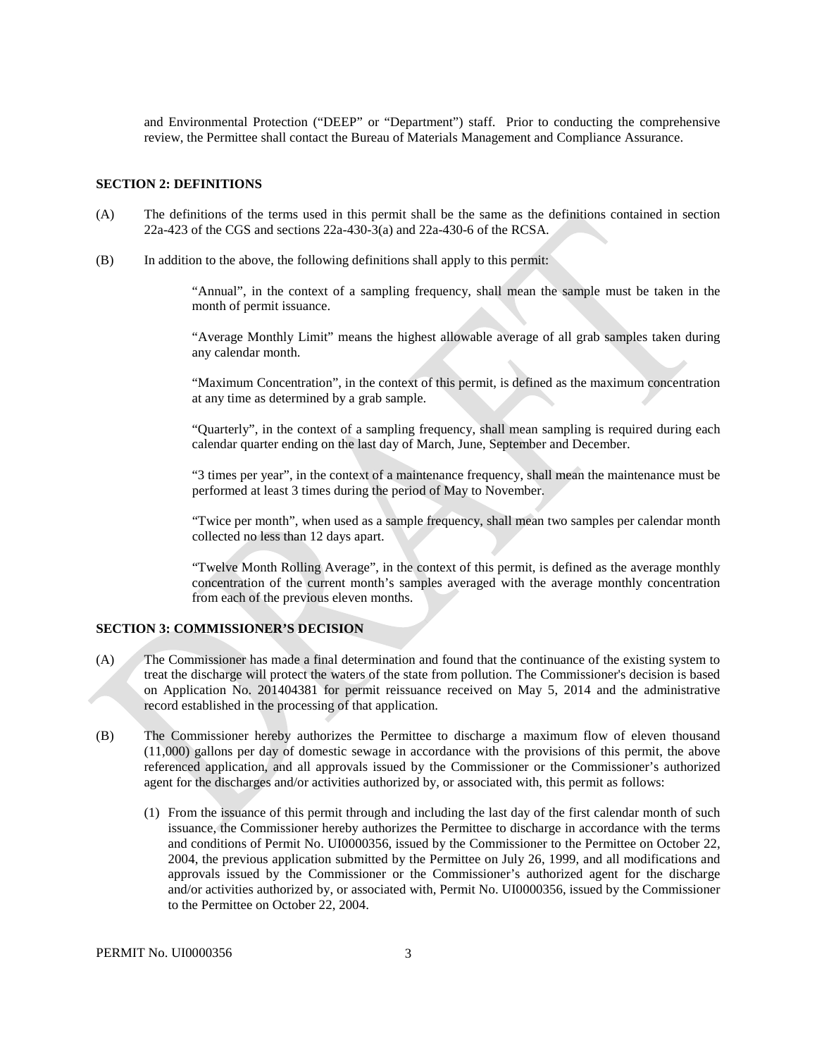and Environmental Protection ("DEEP" or "Department") staff. Prior to conducting the comprehensive review, the Permittee shall contact the Bureau of Materials Management and Compliance Assurance.

### SECTION 2: DEFINITIONS

(A) The definitions of the terms used in this permit shall be the same as the definitions contained in section 22a-423 of the CGS and sections 22a-430-3(a) and 22a-430-6 of the RCSA.

(B) In addition to the above, the following definitions shall apply to this permit:

"Annual", in the context of a sampling frequency, shall mean the sample must be taken in the month of permit issuance.

"Average Monthly Limit" means the highest allowable average of all grab samples taken during any calendar month.

"Maximum Concentration", in the context of this permit, is defined as the maximum concentration at any time as determined by a grab sample.

"Quarterly", in the context of a sampling frequency, shall mean sampling is required during each calendar quarter ending on the last day of March, June, September and December.

"3 times per year", in the context of a maintenance frequency, shall mean the maintenance must be performed at least 3 times during the period of May to November.

"Twice per month", when used as a sample frequency, shall mean two samples per calendar month collected no less than 12 days apart.

"Twelve Month Rolling Average", in the context of this permit, is defined as the average monthly concentration of the current month's samples averaged with the average monthly concentration from each of the previous eleven months.

### SECTION 3: COMMISSIONER'S DECISION

(A) The Commissioner has made a final determination and found that the continuance of the existing system to treat the discharge will protect the waters of the state from pollution. The Commissioner's decision is based on Application No. 201404381 for permit reissuance received on May 5, 2014 and the administrative record established in the processing of that application.

(B) The Commissioner hereby authorizes the Permittee to discharge a maximum flow of eleven thousand (11,000) gallons per day of domestic sewage in accordance with the provisions of this permit, the above referenced application, and all approvals issued by the Commissioner or the Commissioner's authorized agent for the discharges and/or activities authorized by, or associated with, this permit as follows:

(1) From the issuance of this permit through and including the last day of the first calendar month of such issuance, the Commissioner hereby authorizes the Permittee to discharge in accordance with the terms and conditions of Permit No. UI0000356, issued by the Commissioner to the Permittee on October 22, 2004, the previous application submitted by the Permittee on July 26, 1999, and all modifications and approvals issued by the Commissioner or the Commissioner's authorized agent for the discharge and/or activities authorized by, or associated with, Permit No. UI0000356, issued by the Commissioner to the Permittee on October 22, 2004.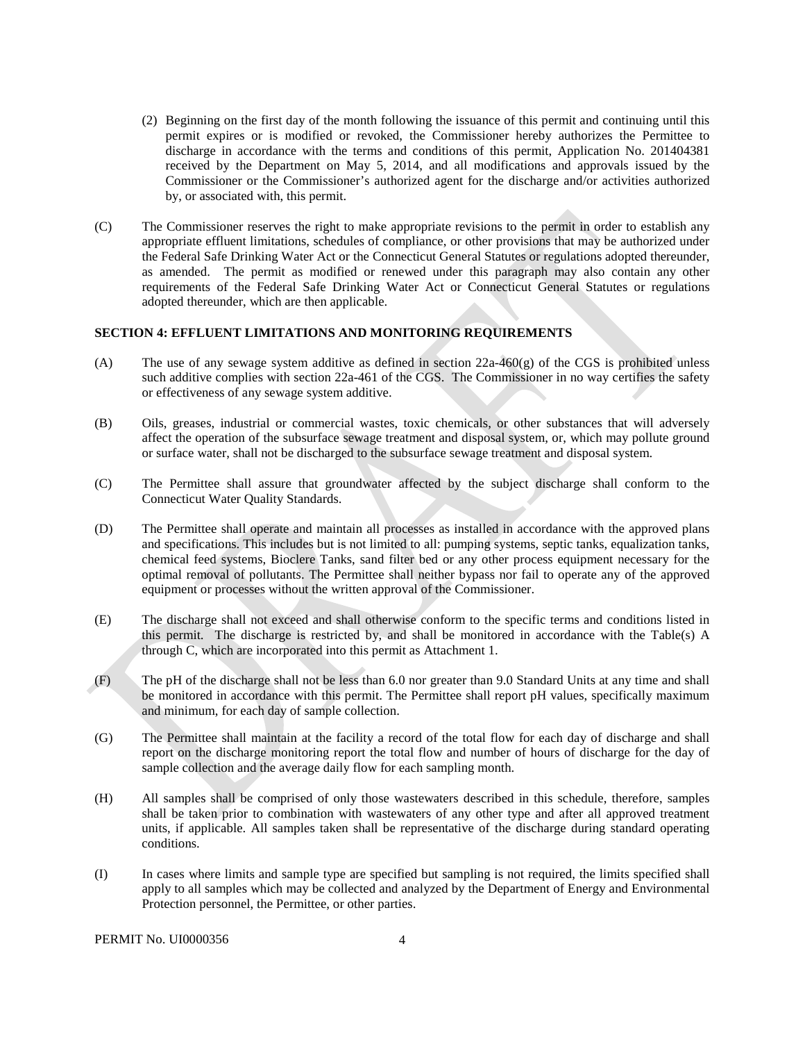(2) Beginning on the first day of the month following the issuance of this permit and continuing until this permit expires or is modified or revoked, the Commissioner hereby authorizes the Permittee to discharge in accordance with the terms and conditions of this permit, Application No. 201404381 received by the Department on May 5, 2014, and all modifications and approvals issued by the Commissioner or the Commissioner's authorized agent for the discharge and/or activities authorized by, or associated with, this permit.

(C) The Commissioner reserves the right to make appropriate revisions to the permit in order to establish any appropriate effluent limitations, schedules of compliance, or other provisions that may be authorized under the Federal Safe Drinking Water Act or the Connecticut General Statutes or regulations adopted thereunder, as amended. The permit as modified or renewed under this paragraph may also contain any other requirements of the Federal Safe Drinking Water Act or Connecticut General Statutes or regulations adopted thereunder, which are then applicable.

**SECTION 4: EFFLUENT LIMITATIONS AND MONITORING REQUIREMENTS**

(A) The use of any sewage system additive as defined in section 22a-460(g) of the CGS is prohibited unless such additive complies with section 22a-461 of the CGS. The Commissioner in no way certifies the safety or effectiveness of any sewage system additive.

(B) Oils, greases, industrial or commercial wastes, toxic chemicals, or other substances that will adversely affect the operation of the subsurface sewage treatment and disposal system, or, which may pollute ground or surface water, shall not be discharged to the subsurface sewage treatment and disposal system.

(C) The Permittee shall assure that groundwater affected by the subject discharge shall conform to the Connecticut Water Quality Standards.

(D) The Permittee shall operate and maintain all processes as installed in accordance with the approved plans and specifications. This includes but is not limited to all: pumping systems, septic tanks, equalization tanks, chemical feed systems, Bioclere Tanks, sand filter bed or any other process equipment necessary for the optimal removal of pollutants. The Permittee shall neither bypass nor fail to operate any of the approved equipment or processes without the written approval of the Commissioner.

(E) The discharge shall not exceed and shall otherwise conform to the specific terms and conditions listed in this permit. The discharge is restricted by, and shall be monitored in accordance with the Table(s) A through C, which are incorporated into this permit as Attachment 1.

(F) The pH of the discharge shall not be less than 6.0 nor greater than 9.0 Standard Units at any time and shall be monitored in accordance with this permit. The Permittee shall report pH values, specifically maximum and minimum, for each day of sample collection.

(G) The Permittee shall maintain at the facility a record of the total flow for each day of discharge and shall report on the discharge monitoring report the total flow and number of hours of discharge for the day of sample collection and the average daily flow for each sampling month.

(H) All samples shall be comprised of only those wastewaters described in this schedule, therefore, samples shall be taken prior to combination with wastewaters of any other type and after all approved treatment units, if applicable. All samples taken shall be representative of the discharge during standard operating conditions.

(I) In cases where limits and sample type are specified but sampling is not required, the limits specified shall apply to all samples which may be collected and analyzed by the Department of Energy and Environmental Protection personnel, the Permittee, or other parties.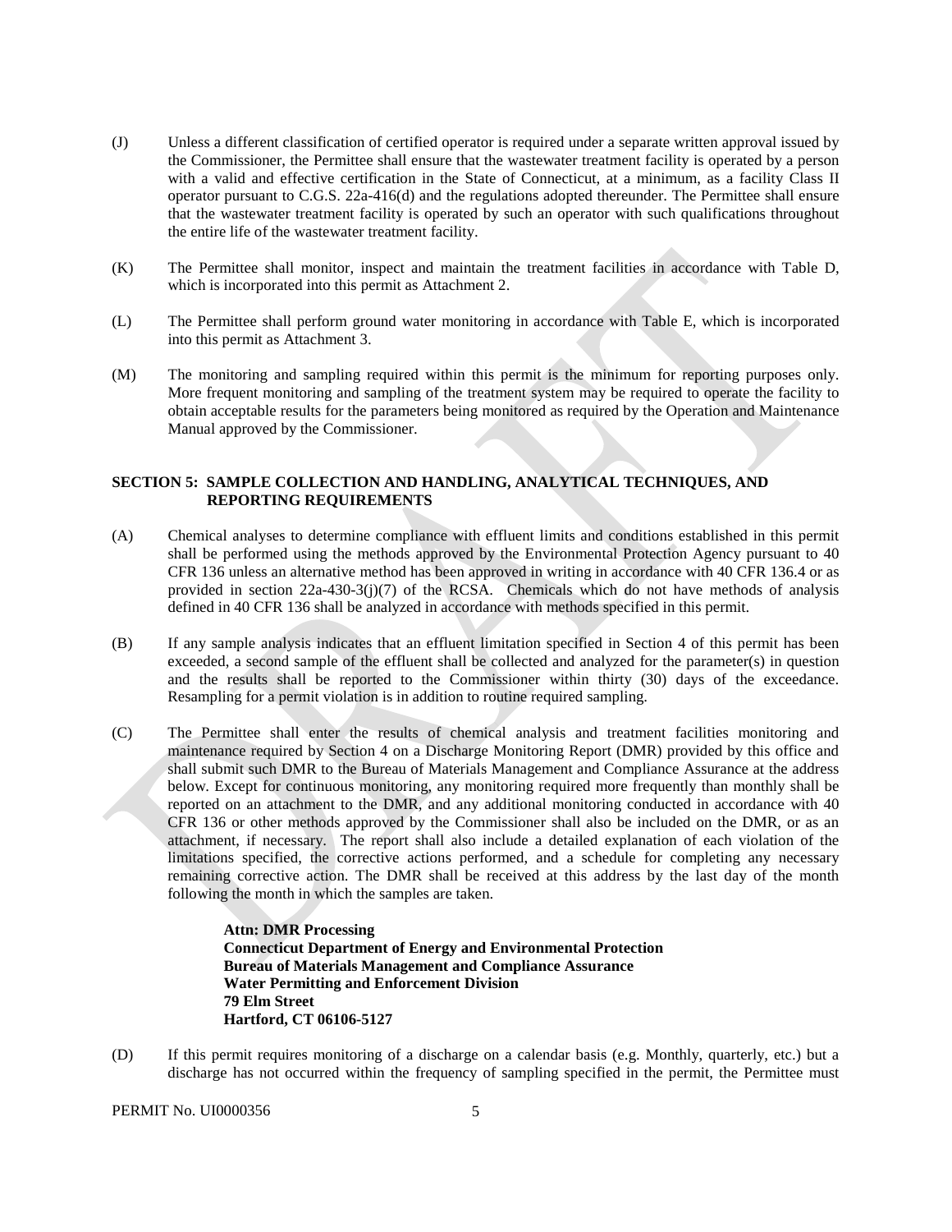(J) Unless a different classification of certified operator is required under a separate written approval issued by the Commissioner, the Permittee shall ensure that the wastewater treatment facility is operated by a person with a valid and effective certification in the State of Connecticut, at a minimum, as a facility Class II operator pursuant to C.G.S. 22a-416(d) and the regulations adopted thereunder. The Permittee shall ensure that the wastewater treatment facility is operated by such an operator with such qualifications throughout the entire life of the wastewater treatment facility.

(K) The Permittee shall monitor, inspect and maintain the treatment facilities in accordance with Table D, which is incorporated into this permit as Attachment 2.

(L) The Permittee shall perform ground water monitoring in accordance with Table E, which is incorporated into this permit as Attachment 3.

(M) The monitoring and sampling required within this permit is the minimum for reporting purposes only. More frequent monitoring and sampling of the treatment system may be required to operate the facility to obtain acceptable results for the parameters being monitored as required by the Operation and Maintenance Manual approved by the Commissioner.

## SECTION 5: SAMPLE COLLECTION AND HANDLING, ANALYTICAL TECHNIQUES, AND REPORTING REQUIREMENTS

(A) Chemical analyses to determine compliance with effluent limits and conditions established in this permit shall be performed using the methods approved by the Environmental Protection Agency pursuant to 40 CFR 136 unless an alternative method has been approved in writing in accordance with 40 CFR 136.4 or as provided in section 22a-430-3(j)(7) of the RCSA. Chemicals which do not have methods of analysis defined in 40 CFR 136 shall be analyzed in accordance with methods specified in this permit.

(B) If any sample analysis indicates that an effluent limitation specified in Section 4 of this permit has been exceeded, a second sample of the effluent shall be collected and analyzed for the parameter(s) in question and the results shall be reported to the Commissioner within thirty (30) days of the exceedance. Resampling for a permit violation is in addition to routine required sampling.

(C) The Permittee shall enter the results of chemical analysis and treatment facilities monitoring and maintenance required by Section 4 on a Discharge Monitoring Report (DMR) provided by this office and shall submit such DMR to the Bureau of Materials Management and Compliance Assurance at the address below. Except for continuous monitoring, any monitoring required more frequently than monthly shall be reported on an attachment to the DMR, and any additional monitoring conducted in accordance with 40 CFR 136 or other methods approved by the Commissioner shall also be included on the DMR, or as an attachment, if necessary. The report shall also include a detailed explanation of each violation of the limitations specified, the corrective actions performed, and a schedule for completing any necessary remaining corrective action. The DMR shall be received at this address by the last day of the month following the month in which the samples are taken.

**Attn: DMR Processing**
**Connecticut Department of Energy and Environmental Protection**
**Bureau of Materials Management and Compliance Assurance**
**Water Permitting and Enforcement Division**
**79 Elm Street**
**Hartford, CT 06106-5127**

(D) If this permit requires monitoring of a discharge on a calendar basis (e.g. Monthly, quarterly, etc.) but a discharge has not occurred within the frequency of sampling specified in the permit, the Permittee must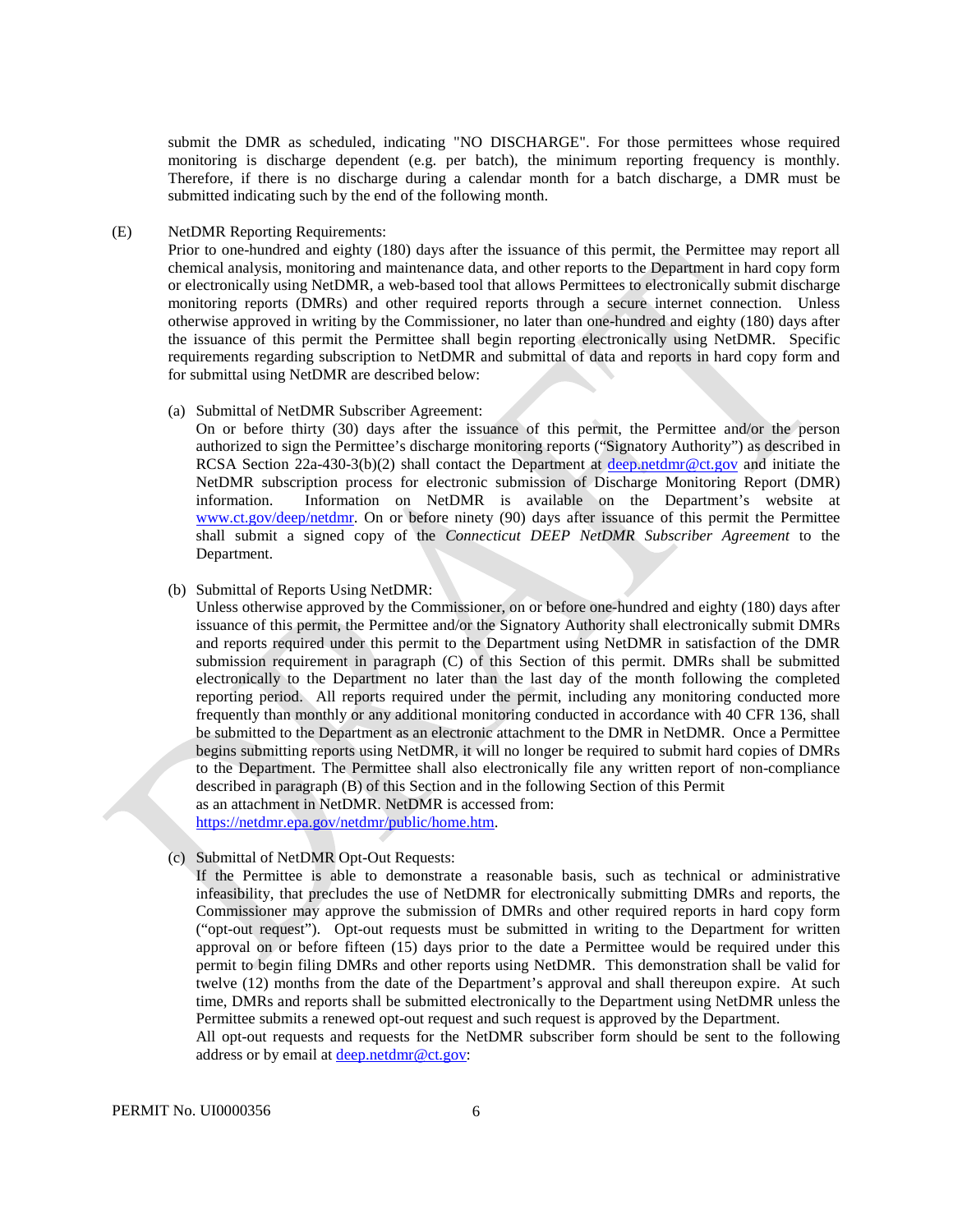submit the DMR as scheduled, indicating "NO DISCHARGE". For those permittees whose required monitoring is discharge dependent (e.g. per batch), the minimum reporting frequency is monthly. Therefore, if there is no discharge during a calendar month for a batch discharge, a DMR must be submitted indicating such by the end of the following month.

(E) NetDMR Reporting Requirements:

Prior to one-hundred and eighty (180) days after the issuance of this permit, the Permittee may report all chemical analysis, monitoring and maintenance data, and other reports to the Department in hard copy form or electronically using NetDMR, a web-based tool that allows Permittees to electronically submit discharge monitoring reports (DMRs) and other required reports through a secure internet connection. Unless otherwise approved in writing by the Commissioner, no later than one-hundred and eighty (180) days after the issuance of this permit the Permittee shall begin reporting electronically using NetDMR. Specific requirements regarding subscription to NetDMR and submittal of data and reports in hard copy form and for submittal using NetDMR are described below:

(a) Submittal of NetDMR Subscriber Agreement:

On or before thirty (30) days after the issuance of this permit, the Permittee and/or the person authorized to sign the Permittee's discharge monitoring reports ("Signatory Authority") as described in RCSA Section 22a-430-3(b)(2) shall contact the Department at deep.netdmr@ct.gov and initiate the NetDMR subscription process for electronic submission of Discharge Monitoring Report (DMR) information. Information on NetDMR is available on the Department's website at www.ct.gov/deep/netdmr. On or before ninety (90) days after issuance of this permit the Permittee shall submit a signed copy of the *Connecticut DEEP NetDMR Subscriber Agreement* to the Department.

(b) Submittal of Reports Using NetDMR:

Unless otherwise approved by the Commissioner, on or before one-hundred and eighty (180) days after issuance of this permit, the Permittee and/or the Signatory Authority shall electronically submit DMRs and reports required under this permit to the Department using NetDMR in satisfaction of the DMR submission requirement in paragraph (C) of this Section of this permit. DMRs shall be submitted electronically to the Department no later than the last day of the month following the completed reporting period. All reports required under the permit, including any monitoring conducted more frequently than monthly or any additional monitoring conducted in accordance with 40 CFR 136, shall be submitted to the Department as an electronic attachment to the DMR in NetDMR. Once a Permittee begins submitting reports using NetDMR, it will no longer be required to submit hard copies of DMRs to the Department. The Permittee shall also electronically file any written report of non-compliance described in paragraph (B) of this Section and in the following Section of this Permit as an attachment in NetDMR. NetDMR is accessed from: https://netdmr.epa.gov/netdmr/public/home.htm.

(c) Submittal of NetDMR Opt-Out Requests:

If the Permittee is able to demonstrate a reasonable basis, such as technical or administrative infeasibility, that precludes the use of NetDMR for electronically submitting DMRs and reports, the Commissioner may approve the submission of DMRs and other required reports in hard copy form ("opt-out request"). Opt-out requests must be submitted in writing to the Department for written approval on or before fifteen (15) days prior to the date a Permittee would be required under this permit to begin filing DMRs and other reports using NetDMR. This demonstration shall be valid for twelve (12) months from the date of the Department's approval and shall thereupon expire. At such time, DMRs and reports shall be submitted electronically to the Department using NetDMR unless the Permittee submits a renewed opt-out request and such request is approved by the Department.

All opt-out requests and requests for the NetDMR subscriber form should be sent to the following address or by email at deep.netdmr@ct.gov:

PERMIT No. UI0000356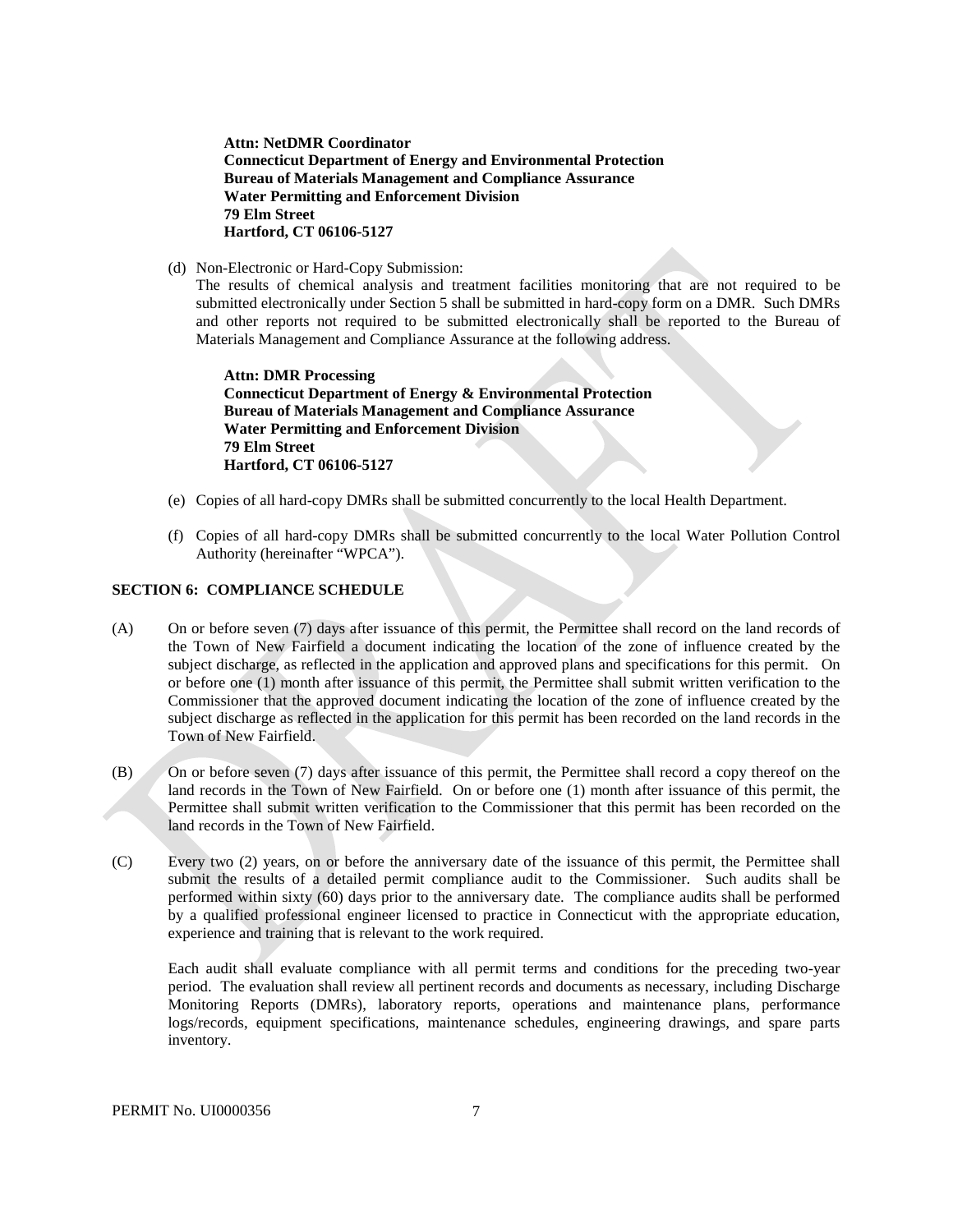**Attn: NetDMR Coordinator**
**Connecticut Department of Energy and Environmental Protection**
**Bureau of Materials Management and Compliance Assurance**
**Water Permitting and Enforcement Division**
**79 Elm Street**
**Hartford, CT 06106-5127**

(d) Non-Electronic or Hard-Copy Submission:
The results of chemical analysis and treatment facilities monitoring that are not required to be submitted electronically under Section 5 shall be submitted in hard-copy form on a DMR. Such DMRs and other reports not required to be submitted electronically shall be reported to the Bureau of Materials Management and Compliance Assurance at the following address.

**Attn: DMR Processing**
**Connecticut Department of Energy & Environmental Protection**
**Bureau of Materials Management and Compliance Assurance**
**Water Permitting and Enforcement Division**
**79 Elm Street**
**Hartford, CT 06106-5127**

(e) Copies of all hard-copy DMRs shall be submitted concurrently to the local Health Department.

(f) Copies of all hard-copy DMRs shall be submitted concurrently to the local Water Pollution Control Authority (hereinafter "WPCA").

## SECTION 6: COMPLIANCE SCHEDULE

(A) On or before seven (7) days after issuance of this permit, the Permittee shall record on the land records of the Town of New Fairfield a document indicating the location of the zone of influence created by the subject discharge, as reflected in the application and approved plans and specifications for this permit. On or before one (1) month after issuance of this permit, the Permittee shall submit written verification to the Commissioner that the approved document indicating the location of the zone of influence created by the subject discharge as reflected in the application for this permit has been recorded on the land records in the Town of New Fairfield.

(B) On or before seven (7) days after issuance of this permit, the Permittee shall record a copy thereof on the land records in the Town of New Fairfield. On or before one (1) month after issuance of this permit, the Permittee shall submit written verification to the Commissioner that this permit has been recorded on the land records in the Town of New Fairfield.

(C) Every two (2) years, on or before the anniversary date of the issuance of this permit, the Permittee shall submit the results of a detailed permit compliance audit to the Commissioner. Such audits shall be performed within sixty (60) days prior to the anniversary date. The compliance audits shall be performed by a qualified professional engineer licensed to practice in Connecticut with the appropriate education, experience and training that is relevant to the work required.

Each audit shall evaluate compliance with all permit terms and conditions for the preceding two-year period. The evaluation shall review all pertinent records and documents as necessary, including Discharge Monitoring Reports (DMRs), laboratory reports, operations and maintenance plans, performance logs/records, equipment specifications, maintenance schedules, engineering drawings, and spare parts inventory.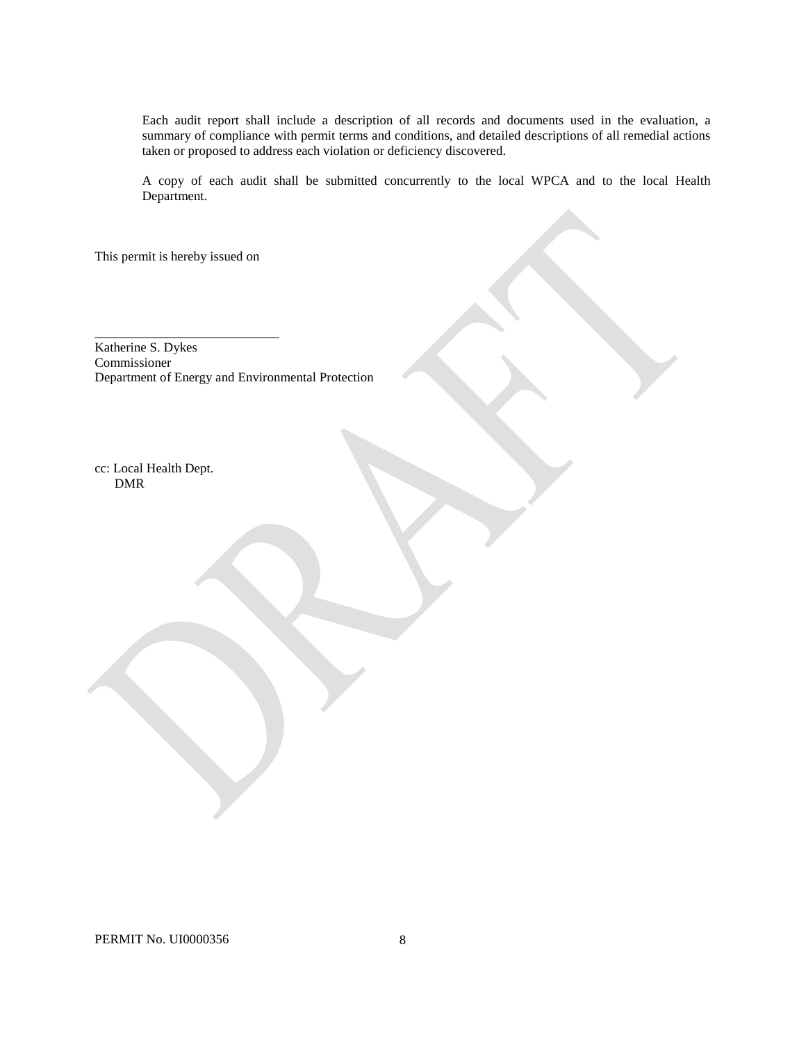Each audit report shall include a description of all records and documents used in the evaluation, a summary of compliance with permit terms and conditions, and detailed descriptions of all remedial actions taken or proposed to address each violation or deficiency discovered.

A copy of each audit shall be submitted concurrently to the local WPCA and to the local Health Department.

This permit is hereby issued on

_____________________________

Katherine S. Dykes
Commissioner
Department of Energy and Environmental Protection

cc: Local Health Dept.
DMR

PERMIT No. UI0000356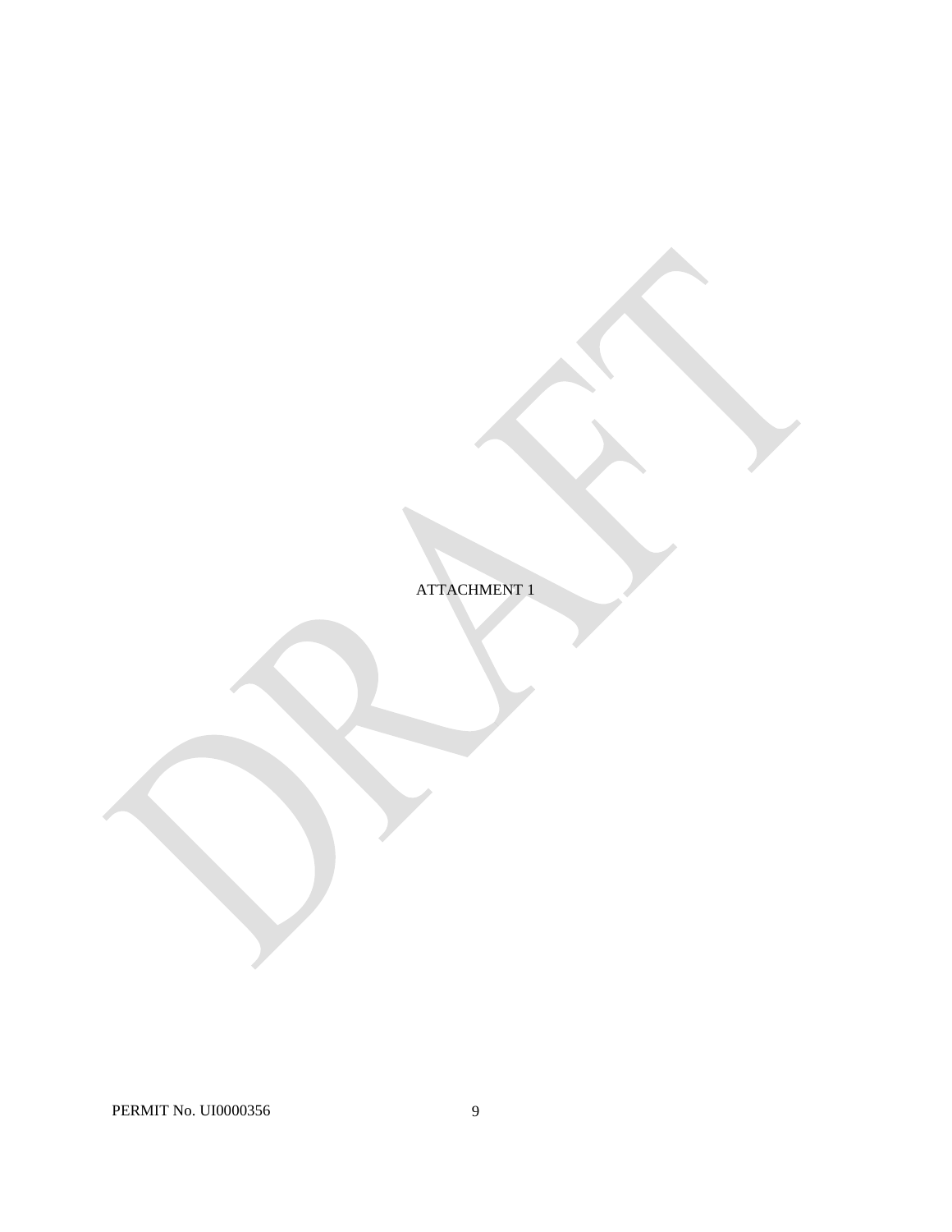ATTACHMENT 1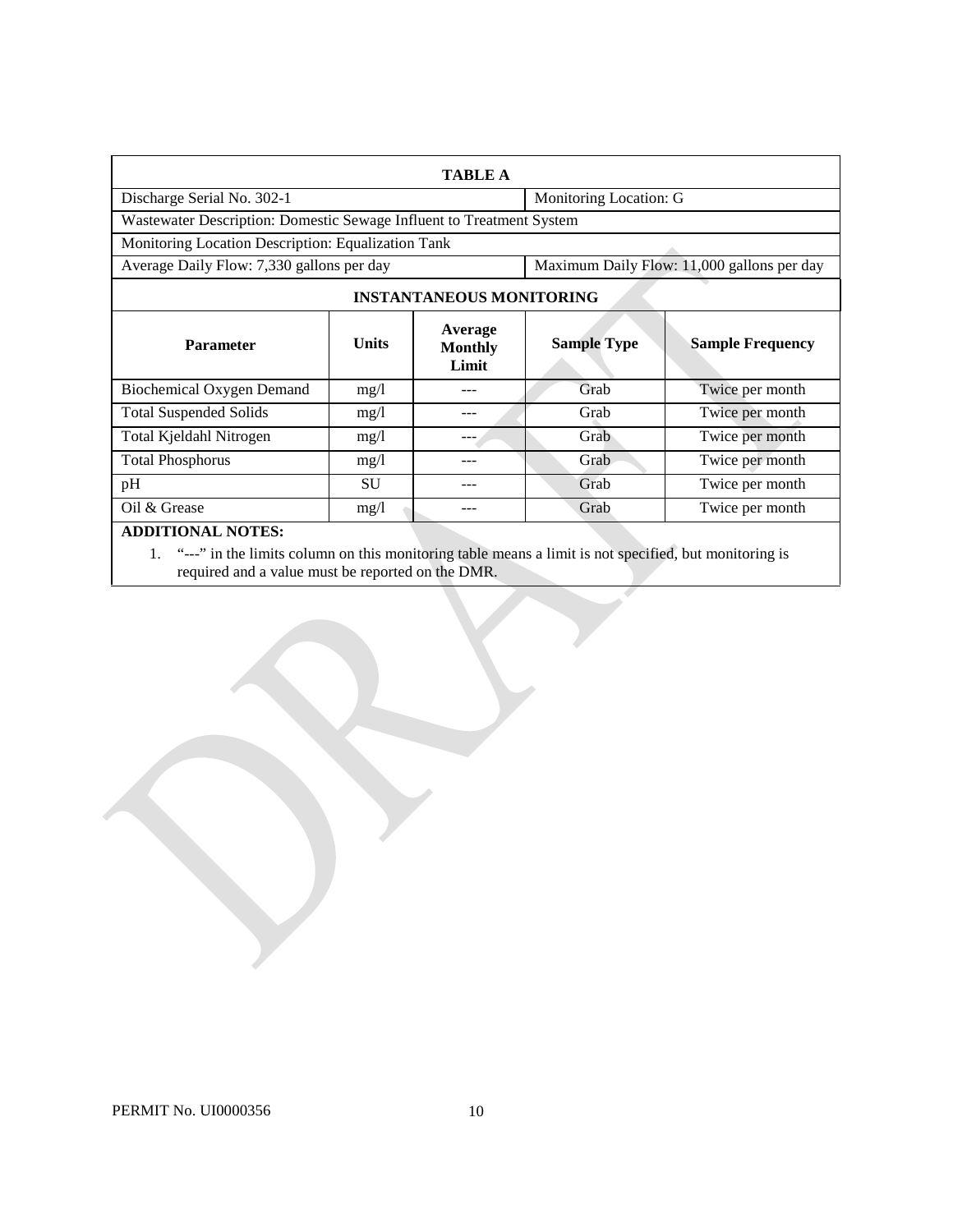| TABLE A | | | | |
|---|---|---|---|---|
| Discharge Serial No. 302-1 | | | Monitoring Location: G | |
| Wastewater Description: Domestic Sewage Influent to Treatment System | | | | |
| Monitoring Location Description: Equalization Tank | | | | |
| Average Daily Flow: 7,330 gallons per day | | | Maximum Daily Flow: 11,000 gallons per day | |
| **INSTANTANEOUS MONITORING** | | | | |
| **Parameter** | **Units** | **Average Monthly Limit** | **Sample Type** | **Sample Frequency** |
| Biochemical Oxygen Demand | mg/l | --- | Grab | Twice per month |
| Total Suspended Solids | mg/l | --- | Grab | Twice per month |
| Total Kjeldahl Nitrogen | mg/l | --- | Grab | Twice per month |
| Total Phosphorus | mg/l | --- | Grab | Twice per month |
| pH | SU | --- | Grab | Twice per month |
| Oil & Grease | mg/l | --- | Grab | Twice per month |

**ADDITIONAL NOTES:**

1. "---" in the limits column on this monitoring table means a limit is not specified, but monitoring is required and a value must be reported on the DMR.

PERMIT No. UI0000356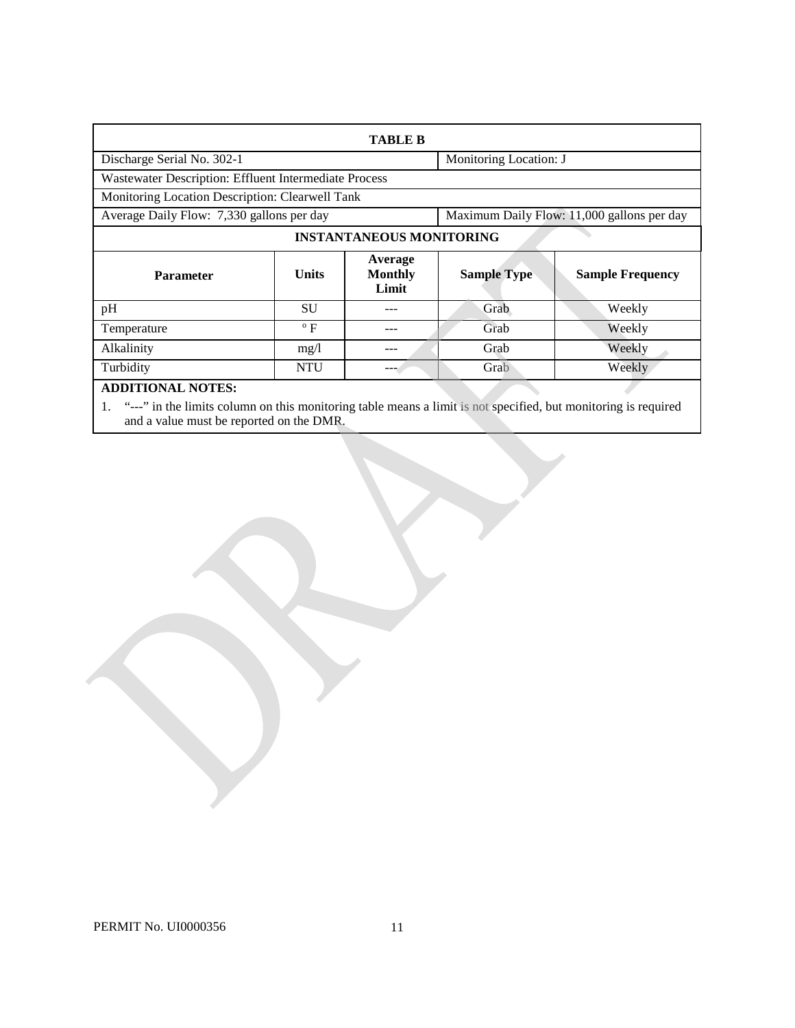| TABLE B | | | | |
|---|---|---|---|---|
| Discharge Serial No. 302-1 | | | Monitoring Location: J | |
| Wastewater Description: Effluent Intermediate Process | | | | |
| Monitoring Location Description: Clearwell Tank | | | | |
| Average Daily Flow: 7,330 gallons per day | | | Maximum Daily Flow: 11,000 gallons per day | |
| **INSTANTANEOUS MONITORING** | | | | |
| **Parameter** | **Units** | **Average Monthly Limit** | **Sample Type** | **Sample Frequency** |
| pH | SU | --- | Grab | Weekly |
| Temperature | º F | --- | Grab | Weekly |
| Alkalinity | mg/l | --- | Grab | Weekly |
| Turbidity | NTU | --- | Grab | Weekly |

**ADDITIONAL NOTES:**

1. "---" in the limits column on this monitoring table means a limit is not specified, but monitoring is required and a value must be reported on the DMR.

PERMIT No. UI0000356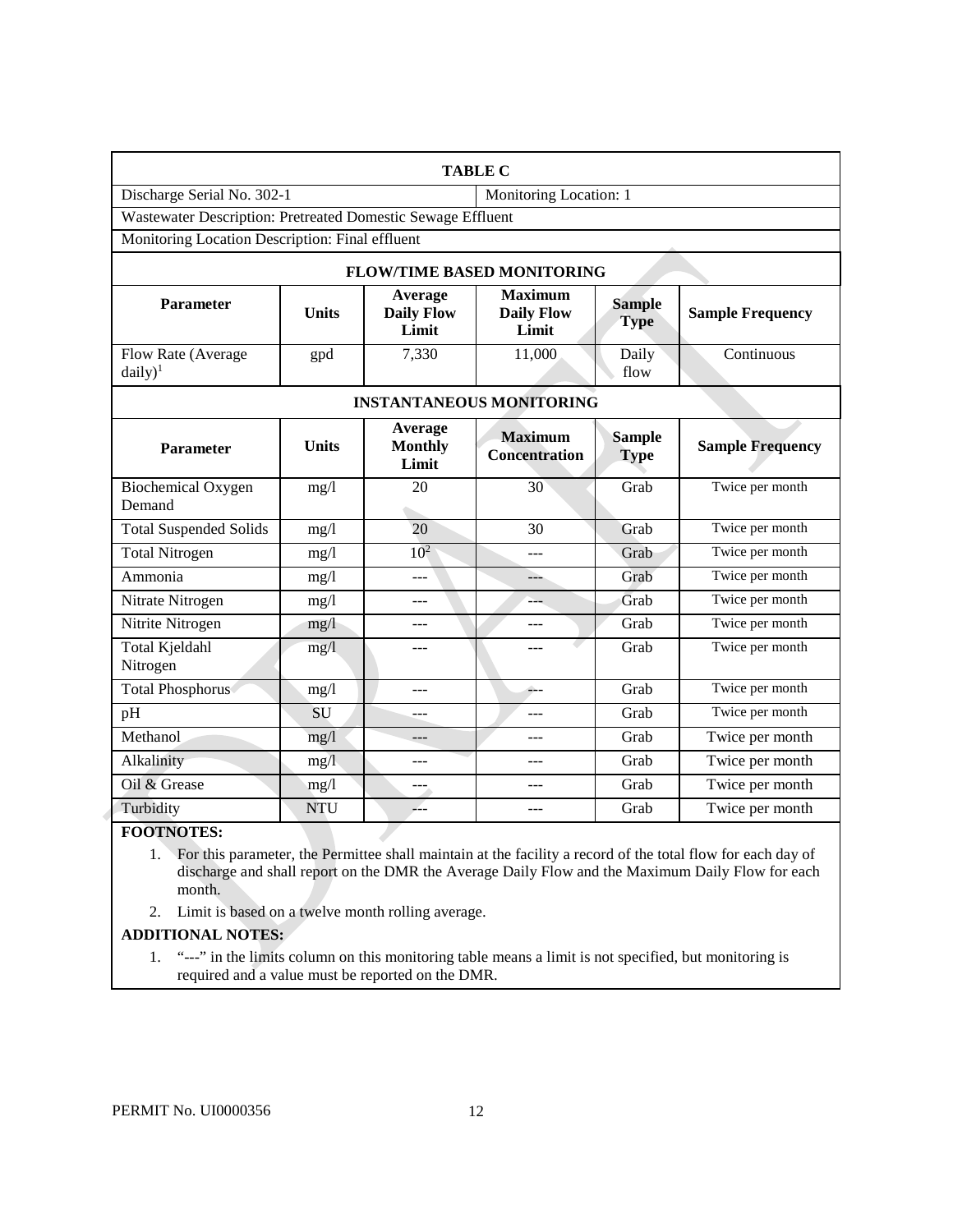| TABLE C | | | | | |
|---|---|---|---|---|---|
| Discharge Serial No. 302-1 | | | Monitoring Location: 1 | | |
| Wastewater Description: Pretreated Domestic Sewage Effluent | | | | | |
| Monitoring Location Description: Final effluent | | | | | |
| **FLOW/TIME BASED MONITORING** | | | | | |
| **Parameter** | **Units** | **Average Daily Flow Limit** | **Maximum Daily Flow Limit** | **Sample Type** | **Sample Frequency** |
| Flow Rate (Average daily)[1] | gpd | 7,330 | 11,000 | Daily flow | Continuous |
| **INSTANTANEOUS MONITORING** | | | | | |
| **Parameter** | **Units** | **Average Monthly Limit** | **Maximum Concentration** | **Sample Type** | **Sample Frequency** |
| Biochemical Oxygen Demand | mg/l | 20 | 30 | Grab | Twice per month |
| Total Suspended Solids | mg/l | 20 | 30 | Grab | Twice per month |
| Total Nitrogen | mg/l | 10[2] | --- | Grab | Twice per month |
| Ammonia | mg/l | --- | --- | Grab | Twice per month |
| Nitrate Nitrogen | mg/l | --- | --- | Grab | Twice per month |
| Nitrite Nitrogen | mg/l | --- | --- | Grab | Twice per month |
| Total Kjeldahl Nitrogen | mg/l | --- | --- | Grab | Twice per month |
| Total Phosphorus | mg/l | --- | --- | Grab | Twice per month |
| pH | SU | --- | --- | Grab | Twice per month |
| Methanol | mg/l | --- | --- | Grab | Twice per month |
| Alkalinity | mg/l | --- | --- | Grab | Twice per month |
| Oil & Grease | mg/l | --- | --- | Grab | Twice per month |
| Turbidity | NTU | --- | --- | Grab | Twice per month |

**FOOTNOTES:**

1. For this parameter, the Permittee shall maintain at the facility a record of the total flow for each day of discharge and shall report on the DMR the Average Daily Flow and the Maximum Daily Flow for each month.
2. Limit is based on a twelve month rolling average.

**ADDITIONAL NOTES:**

1. "---" in the limits column on this monitoring table means a limit is not specified, but monitoring is required and a value must be reported on the DMR.

PERMIT No. UI0000356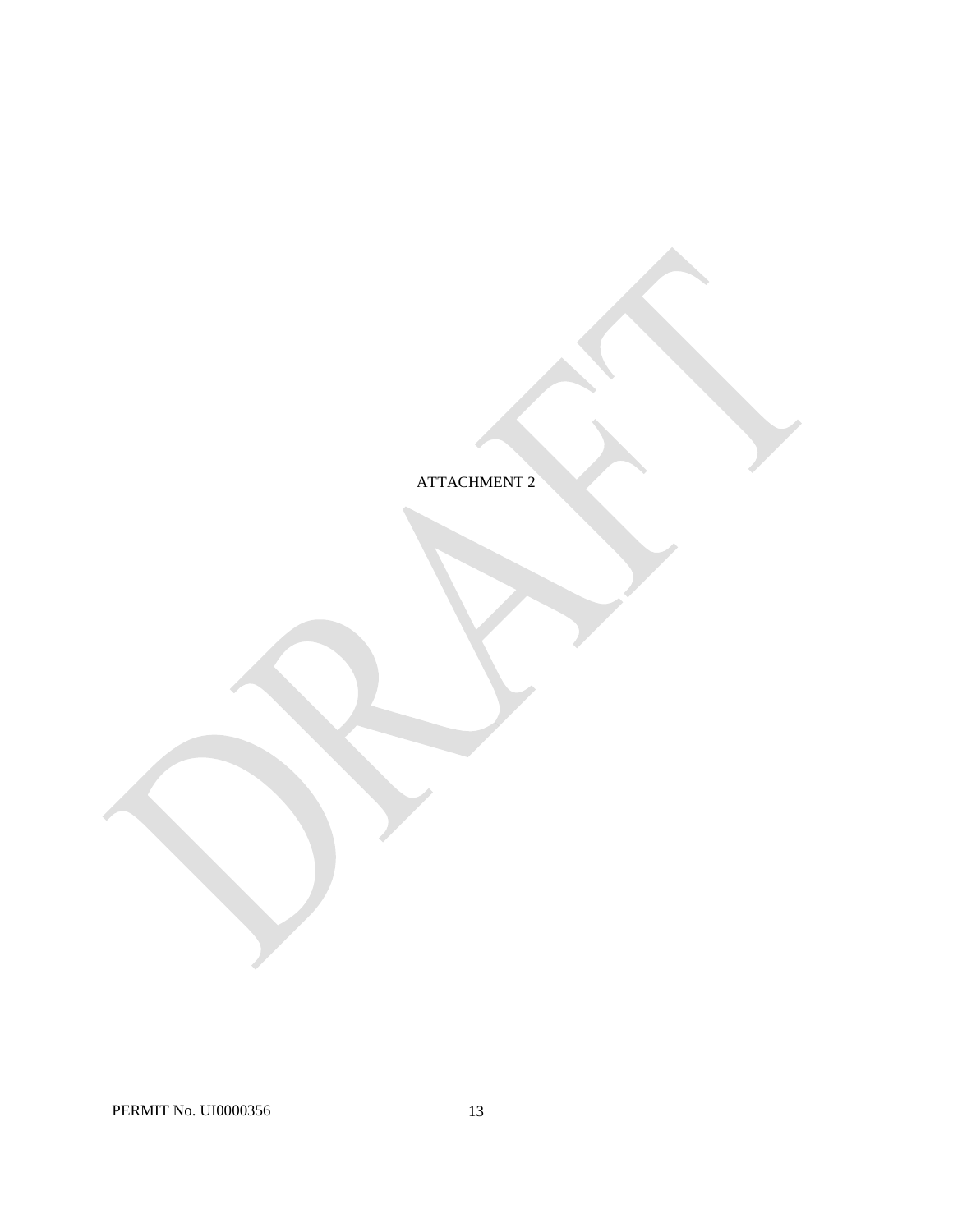ATTACHMENT 2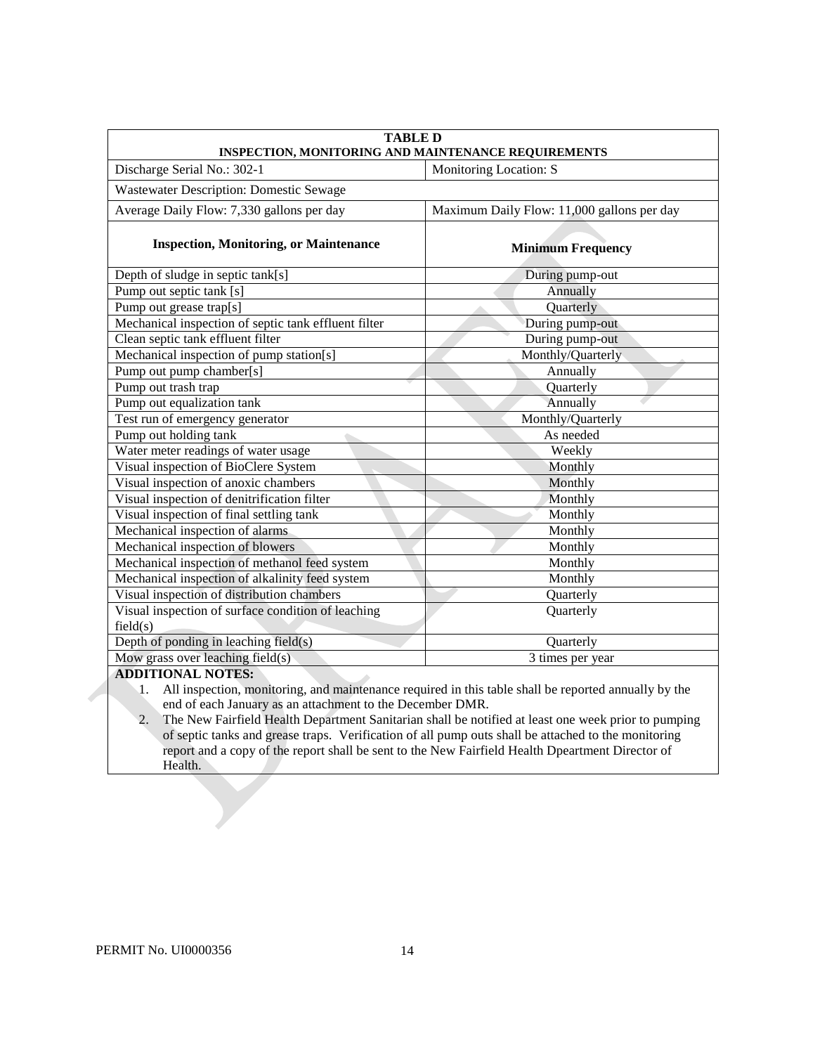| TABLE D<br>INSPECTION, MONITORING AND MAINTENANCE REQUIREMENTS | |
|---|---|
| Discharge Serial No.: 302-1 | Monitoring Location: S |
| Wastewater Description: Domestic Sewage | |
| Average Daily Flow: 7,330 gallons per day | Maximum Daily Flow: 11,000 gallons per day |
| **Inspection, Monitoring, or Maintenance** | **Minimum Frequency** |
| Depth of sludge in septic tank[s] | During pump-out |
| Pump out septic tank [s] | Annually |
| Pump out grease trap[s] | Quarterly |
| Mechanical inspection of septic tank effluent filter | During pump-out |
| Clean septic tank effluent filter | During pump-out |
| Mechanical inspection of pump station[s] | Monthly/Quarterly |
| Pump out pump chamber[s] | Annually |
| Pump out trash trap | Quarterly |
| Pump out equalization tank | Annually |
| Test run of emergency generator | Monthly/Quarterly |
| Pump out holding tank | As needed |
| Water meter readings of water usage | Weekly |
| Visual inspection of BioClere System | Monthly |
| Visual inspection of anoxic chambers | Monthly |
| Visual inspection of denitrification filter | Monthly |
| Visual inspection of final settling tank | Monthly |
| Mechanical inspection of alarms | Monthly |
| Mechanical inspection of blowers | Monthly |
| Mechanical inspection of methanol feed system | Monthly |
| Mechanical inspection of alkalinity feed system | Monthly |
| Visual inspection of distribution chambers | Quarterly |
| Visual inspection of surface condition of leaching field(s) | Quarterly |
| Depth of ponding in leaching field(s) | Quarterly |
| Mow grass over leaching field(s) | 3 times per year |

**ADDITIONAL NOTES:**

1. All inspection, monitoring, and maintenance required in this table shall be reported annually by the end of each January as an attachment to the December DMR.
2. The New Fairfield Health Department Sanitarian shall be notified at least one week prior to pumping of septic tanks and grease traps. Verification of all pump outs shall be attached to the monitoring report and a copy of the report shall be sent to the New Fairfield Health Dpeartment Director of Health.

PERMIT No. UI0000356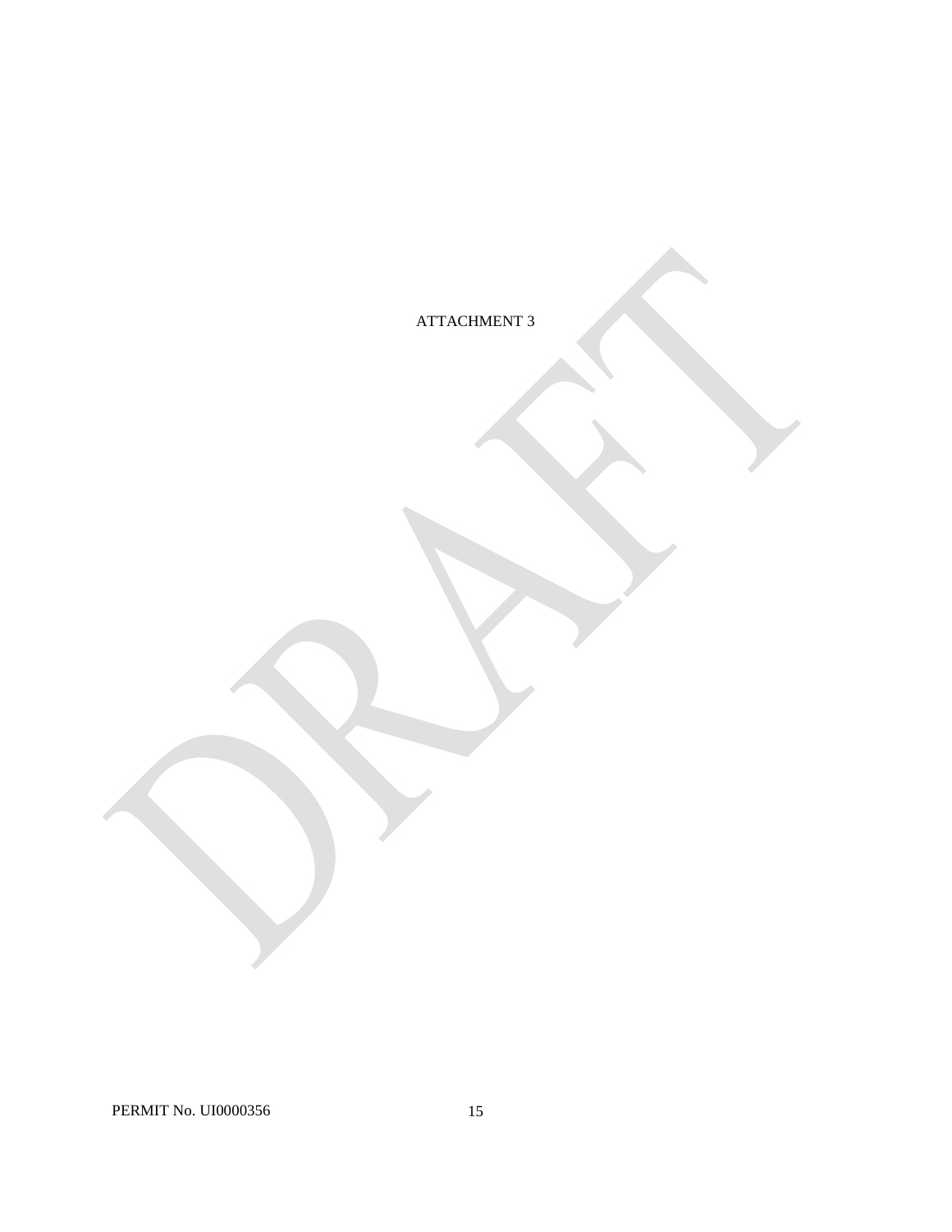ATTACHMENT 3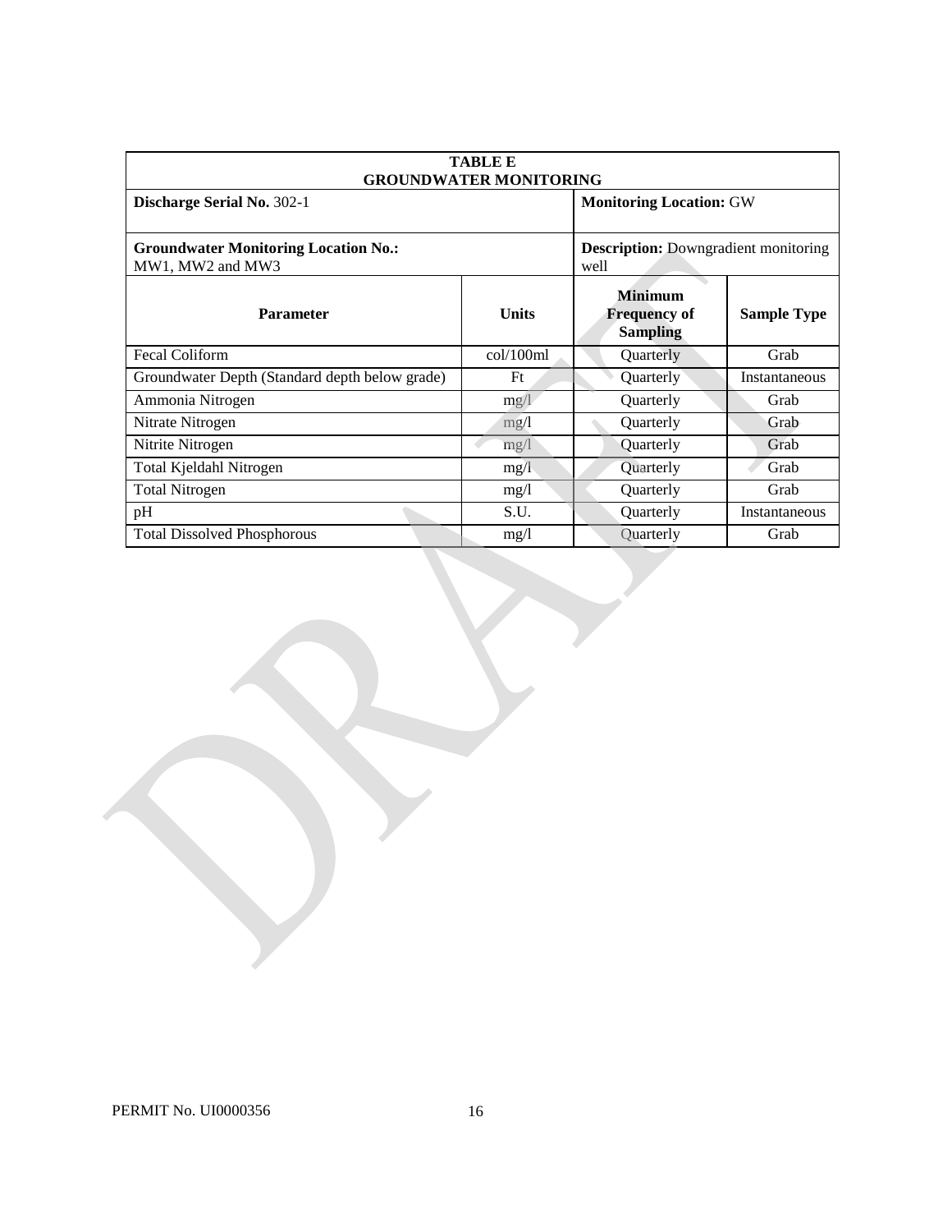| TABLE E<br>GROUNDWATER MONITORING | | | |
|---|---|---|---|
| **Discharge Serial No.** 302-1 | | **Monitoring Location:** GW | |
| **Groundwater Monitoring Location No.:** MW1, MW2 and MW3 | | **Description:** Downgradient monitoring well | |
| **Parameter** | **Units** | **Minimum Frequency of Sampling** | **Sample Type** |
| Fecal Coliform | col/100ml | Quarterly | Grab |
| Groundwater Depth (Standard depth below grade) | Ft | Quarterly | Instantaneous |
| Ammonia Nitrogen | mg/l | Quarterly | Grab |
| Nitrate Nitrogen | mg/l | Quarterly | Grab |
| Nitrite Nitrogen | mg/l | Quarterly | Grab |
| Total Kjeldahl Nitrogen | mg/l | Quarterly | Grab |
| Total Nitrogen | mg/l | Quarterly | Grab |
| pH | S.U. | Quarterly | Instantaneous |
| Total Dissolved Phosphorous | mg/l | Quarterly | Grab |

PERMIT No. UI0000356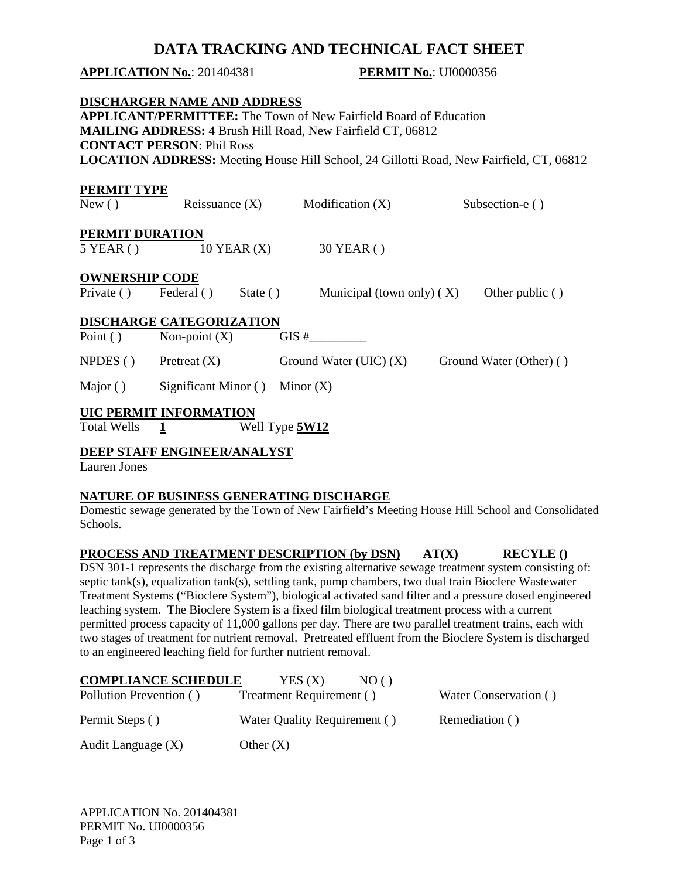# DATA TRACKING AND TECHNICAL FACT SHEET

**APPLICATION No.**: 201404381 **PERMIT No.**: UI0000356

**DISCHARGER NAME AND ADDRESS**
**APPLICANT/PERMITTEE:** The Town of New Fairfield Board of Education
**MAILING ADDRESS:** 4 Brush Hill Road, New Fairfield CT, 06812
**CONTACT PERSON**: Phil Ross
**LOCATION ADDRESS:** Meeting House Hill School, 24 Gillotti Road, New Fairfield, CT, 06812

**PERMIT TYPE**
New ( ) Reissuance (X) Modification (X) Subsection-e ( )

**PERMIT DURATION**
5 YEAR ( ) 10 YEAR (X) 30 YEAR ( )

**OWNERSHIP CODE**
Private ( ) Federal ( ) State ( ) Municipal (town only) ( X) Other public ( )

**DISCHARGE CATEGORIZATION**
Point ( ) Non-point (X) GIS #_________

NPDES ( ) Pretreat (X) Ground Water (UIC) (X) Ground Water (Other) ( )

Major ( ) Significant Minor ( ) Minor (X)

**UIC PERMIT INFORMATION**
Total Wells **1** Well Type **5W12**

**DEEP STAFF ENGINEER/ANALYST**
Lauren Jones

**NATURE OF BUSINESS GENERATING DISCHARGE**
Domestic sewage generated by the Town of New Fairfield's Meeting House Hill School and Consolidated Schools.

**PROCESS AND TREATMENT DESCRIPTION (by DSN) AT(X) RECYLE ()**
DSN 301-1 represents the discharge from the existing alternative sewage treatment system consisting of: septic tank(s), equalization tank(s), settling tank, pump chambers, two dual train Bioclere Wastewater Treatment Systems ("Bioclere System"), biological activated sand filter and a pressure dosed engineered leaching system. The Bioclere System is a fixed film biological treatment process with a current permitted process capacity of 11,000 gallons per day. There are two parallel treatment trains, each with two stages of treatment for nutrient removal. Pretreated effluent from the Bioclere System is discharged to an engineered leaching field for further nutrient removal.

**COMPLIANCE SCHEDULE** YES (X) NO ( )

Pollution Prevention ( ) Treatment Requirement ( ) Water Conservation ( )

Permit Steps ( ) Water Quality Requirement ( ) Remediation ( )

Audit Language (X) Other (X)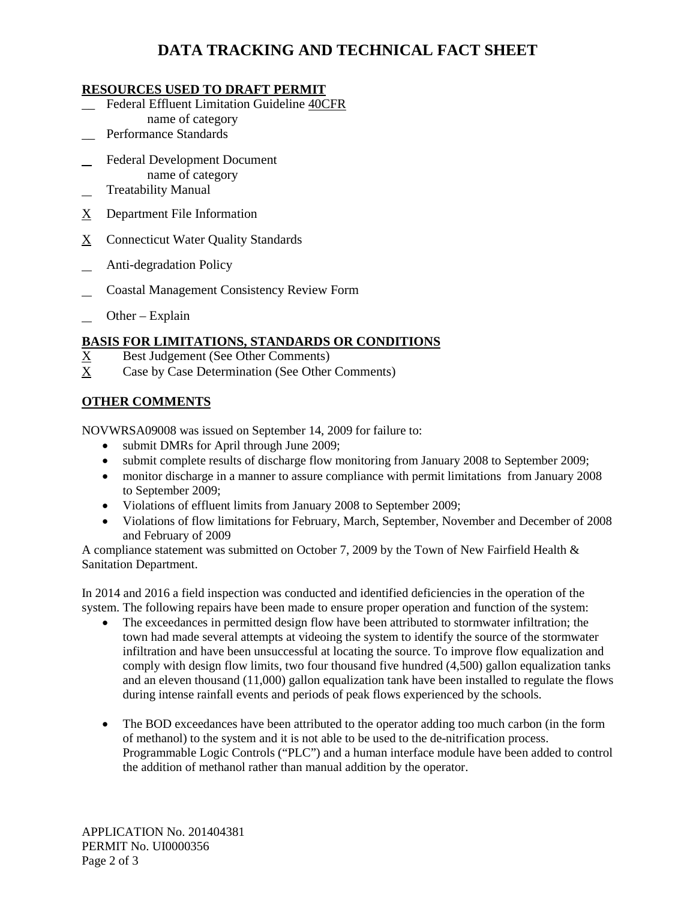# DATA TRACKING AND TECHNICAL FACT SHEET

## RESOURCES USED TO DRAFT PERMIT

__ Federal Effluent Limitation Guideline 40CFR
    name of category

__ Performance Standards

_ Federal Development Document
    name of category

_ Treatability Manual

X Department File Information

X Connecticut Water Quality Standards

_ Anti-degradation Policy

_ Coastal Management Consistency Review Form

_ Other – Explain

## BASIS FOR LIMITATIONS, STANDARDS OR CONDITIONS

X Best Judgement (See Other Comments)

X Case by Case Determination (See Other Comments)

## OTHER COMMENTS

NOVWRSA09008 was issued on September 14, 2009 for failure to:

- submit DMRs for April through June 2009;
- submit complete results of discharge flow monitoring from January 2008 to September 2009;
- monitor discharge in a manner to assure compliance with permit limitations from January 2008 to September 2009;
- Violations of effluent limits from January 2008 to September 2009;
- Violations of flow limitations for February, March, September, November and December of 2008 and February of 2009

A compliance statement was submitted on October 7, 2009 by the Town of New Fairfield Health & Sanitation Department.

In 2014 and 2016 a field inspection was conducted and identified deficiencies in the operation of the system. The following repairs have been made to ensure proper operation and function of the system:

- The exceedances in permitted design flow have been attributed to stormwater infiltration; the town had made several attempts at videoing the system to identify the source of the stormwater infiltration and have been unsuccessful at locating the source. To improve flow equalization and comply with design flow limits, two four thousand five hundred (4,500) gallon equalization tanks and an eleven thousand (11,000) gallon equalization tank have been installed to regulate the flows during intense rainfall events and periods of peak flows experienced by the schools.

- The BOD exceedances have been attributed to the operator adding too much carbon (in the form of methanol) to the system and it is not able to be used to the de-nitrification process. Programmable Logic Controls ("PLC") and a human interface module have been added to control the addition of methanol rather than manual addition by the operator.

APPLICATION No. 201404381
PERMIT No. UI0000356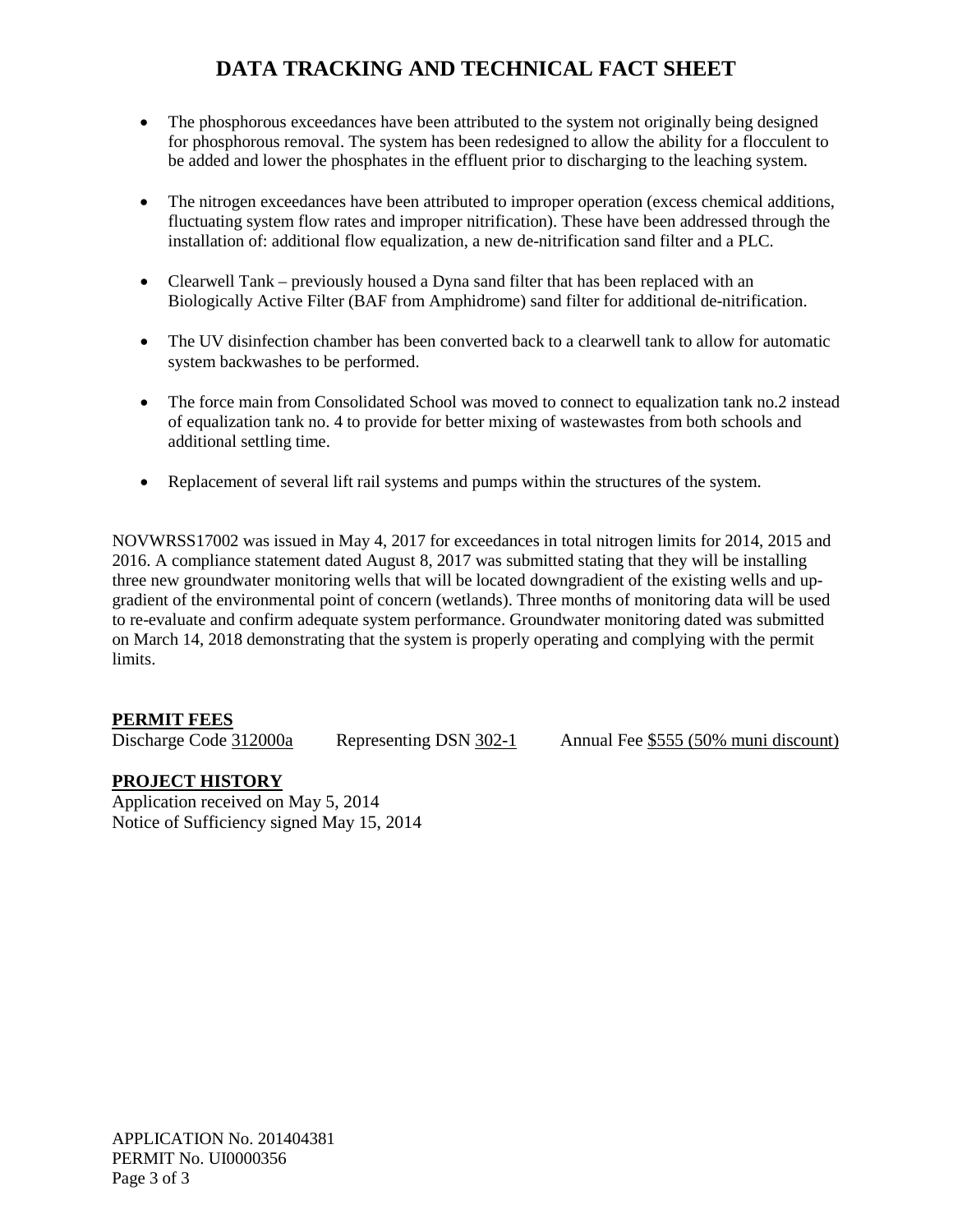# DATA TRACKING AND TECHNICAL FACT SHEET

- The phosphorous exceedances have been attributed to the system not originally being designed for phosphorous removal. The system has been redesigned to allow the ability for a flocculent to be added and lower the phosphates in the effluent prior to discharging to the leaching system.

- The nitrogen exceedances have been attributed to improper operation (excess chemical additions, fluctuating system flow rates and improper nitrification). These have been addressed through the installation of: additional flow equalization, a new de-nitrification sand filter and a PLC.

- Clearwell Tank – previously housed a Dyna sand filter that has been replaced with an Biologically Active Filter (BAF from Amphidrome) sand filter for additional de-nitrification.

- The UV disinfection chamber has been converted back to a clearwell tank to allow for automatic system backwashes to be performed.

- The force main from Consolidated School was moved to connect to equalization tank no.2 instead of equalization tank no. 4 to provide for better mixing of wastewastes from both schools and additional settling time.

- Replacement of several lift rail systems and pumps within the structures of the system.

NOVWRSS17002 was issued in May 4, 2017 for exceedances in total nitrogen limits for 2014, 2015 and 2016. A compliance statement dated August 8, 2017 was submitted stating that they will be installing three new groundwater monitoring wells that will be located downgradient of the existing wells and up-gradient of the environmental point of concern (wetlands). Three months of monitoring data will be used to re-evaluate and confirm adequate system performance. Groundwater monitoring dated was submitted on March 14, 2018 demonstrating that the system is properly operating and complying with the permit limits.

**PERMIT FEES**

Discharge Code 312000a &nbsp;&nbsp;&nbsp; Representing DSN 302-1 &nbsp;&nbsp;&nbsp; Annual Fee $555 (50% muni discount)

**PROJECT HISTORY**

Application received on May 5, 2014
Notice of Sufficiency signed May 15, 2014

APPLICATION No. 201404381
PERMIT No. UI0000356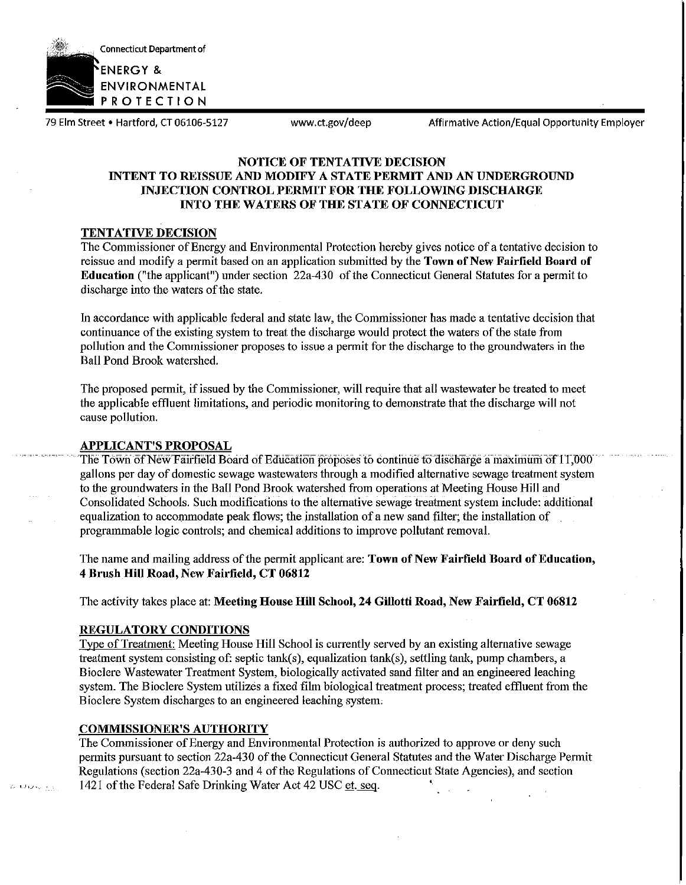Connecticut Department of

ENERGY & ENVIRONMENTAL PROTECTION

79 Elm Street • Hartford, CT 06106-5127 www.ct.gov/deep Affirmative Action/Equal Opportunity Employer

# NOTICE OF TENTATIVE DECISION INTENT TO REISSUE AND MODIFY A STATE PERMIT AND AN UNDERGROUND INJECTION CONTROL PERMIT FOR THE FOLLOWING DISCHARGE INTO THE WATERS OF THE STATE OF CONNECTICUT

## TENTATIVE DECISION

The Commissioner of Energy and Environmental Protection hereby gives notice of a tentative decision to reissue and modify a permit based on an application submitted by the **Town of New Fairfield Board of Education** ("the applicant") under section 22a-430 of the Connecticut General Statutes for a permit to discharge into the waters of the state.

In accordance with applicable federal and state law, the Commissioner has made a tentative decision that continuance of the existing system to treat the discharge would protect the waters of the state from pollution and the Commissioner proposes to issue a permit for the discharge to the groundwaters in the Ball Pond Brook watershed.

The proposed permit, if issued by the Commissioner, will require that all wastewater be treated to meet the applicable effluent limitations, and periodic monitoring to demonstrate that the discharge will not cause pollution.

## APPLICANT'S PROPOSAL

The Town of New Fairfield Board of Education proposes to continue to discharge a maximum of 11,000 gallons per day of domestic sewage wastewaters through a modified alternative sewage treatment system to the groundwaters in the Ball Pond Brook watershed from operations at Meeting House Hill and Consolidated Schools. Such modifications to the alternative sewage treatment system include: additional equalization to accommodate peak flows; the installation of a new sand filter; the installation of programmable logic controls; and chemical additions to improve pollutant removal.

The name and mailing address of the permit applicant are: **Town of New Fairfield Board of Education, 4 Brush Hill Road, New Fairfield, CT 06812**

The activity takes place at: **Meeting House Hill School, 24 Gillotti Road, New Fairfield, CT 06812**

## REGULATORY CONDITIONS

Type of Treatment: Meeting House Hill School is currently served by an existing alternative sewage treatment system consisting of: septic tank(s), equalization tank(s), settling tank, pump chambers, a Bioclere Wastewater Treatment System, biologically activated sand filter and an engineered leaching system. The Bioclere System utilizes a fixed film biological treatment process; treated effluent from the Bioclere System discharges to an engineered leaching system.

## COMMISSIONER'S AUTHORITY

The Commissioner of Energy and Environmental Protection is authorized to approve or deny such permits pursuant to section 22a-430 of the Connecticut General Statutes and the Water Discharge Permit Regulations (section 22a-430-3 and 4 of the Regulations of Connecticut State Agencies), and section 1421 of the Federal Safe Drinking Water Act 42 USC et. seq.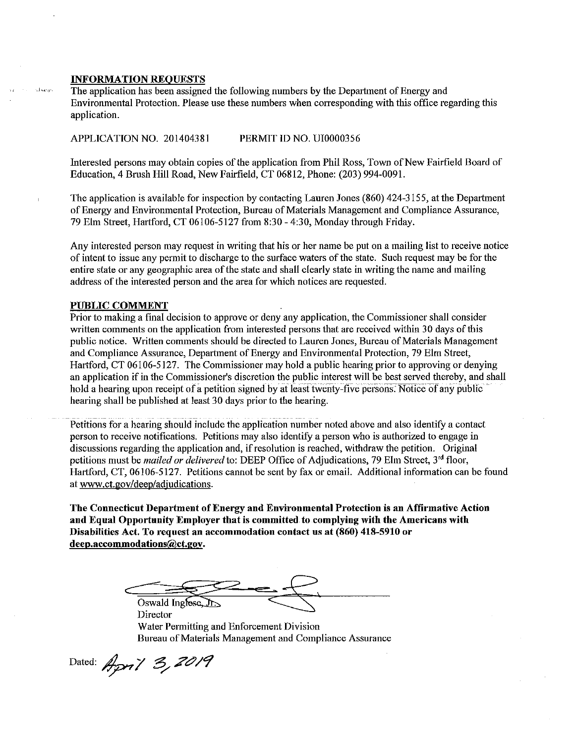**INFORMATION REQUESTS**

The application has been assigned the following numbers by the Department of Energy and Environmental Protection. Please use these numbers when corresponding with this office regarding this application.

APPLICATION NO. 201404381      PERMIT ID NO. UI0000356

Interested persons may obtain copies of the application from Phil Ross, Town of New Fairfield Board of Education, 4 Brush Hill Road, New Fairfield, CT 06812, Phone: (203) 994-0091.

The application is available for inspection by contacting Lauren Jones (860) 424-3155, at the Department of Energy and Environmental Protection, Bureau of Materials Management and Compliance Assurance, 79 Elm Street, Hartford, CT 06106-5127 from 8:30 - 4:30, Monday through Friday.

Any interested person may request in writing that his or her name be put on a mailing list to receive notice of intent to issue any permit to discharge to the surface waters of the state. Such request may be for the entire state or any geographic area of the state and shall clearly state in writing the name and mailing address of the interested person and the area for which notices are requested.

**PUBLIC COMMENT**

Prior to making a final decision to approve or deny any application, the Commissioner shall consider written comments on the application from interested persons that are received within 30 days of this public notice. Written comments should be directed to Lauren Jones, Bureau of Materials Management and Compliance Assurance, Department of Energy and Environmental Protection, 79 Elm Street, Hartford, CT 06106-5127. The Commissioner may hold a public hearing prior to approving or denying an application if in the Commissioner's discretion the public interest will be best served thereby, and shall hold a hearing upon receipt of a petition signed by at least twenty-five persons. Notice of any public hearing shall be published at least 30 days prior to the hearing.

Petitions for a hearing should include the application number noted above and also identify a contact person to receive notifications. Petitions may also identify a person who is authorized to engage in discussions regarding the application and, if resolution is reached, withdraw the petition. Original petitions must be *mailed or delivered* to: DEEP Office of Adjudications, 79 Elm Street, 3rd floor, Hartford, CT, 06106-5127. Petitions cannot be sent by fax or email. Additional information can be found at www.ct.gov/deep/adjudications.

**The Connecticut Department of Energy and Environmental Protection is an Affirmative Action and Equal Opportunity Employer that is committed to complying with the Americans with Disabilities Act. To request an accommodation contact us at (860) 418-5910 or deep.accommodations@ct.gov.**

Oswald Inglese, Jr.
Director
Water Permitting and Enforcement Division
Bureau of Materials Management and Compliance Assurance

Dated: April 3, 2019